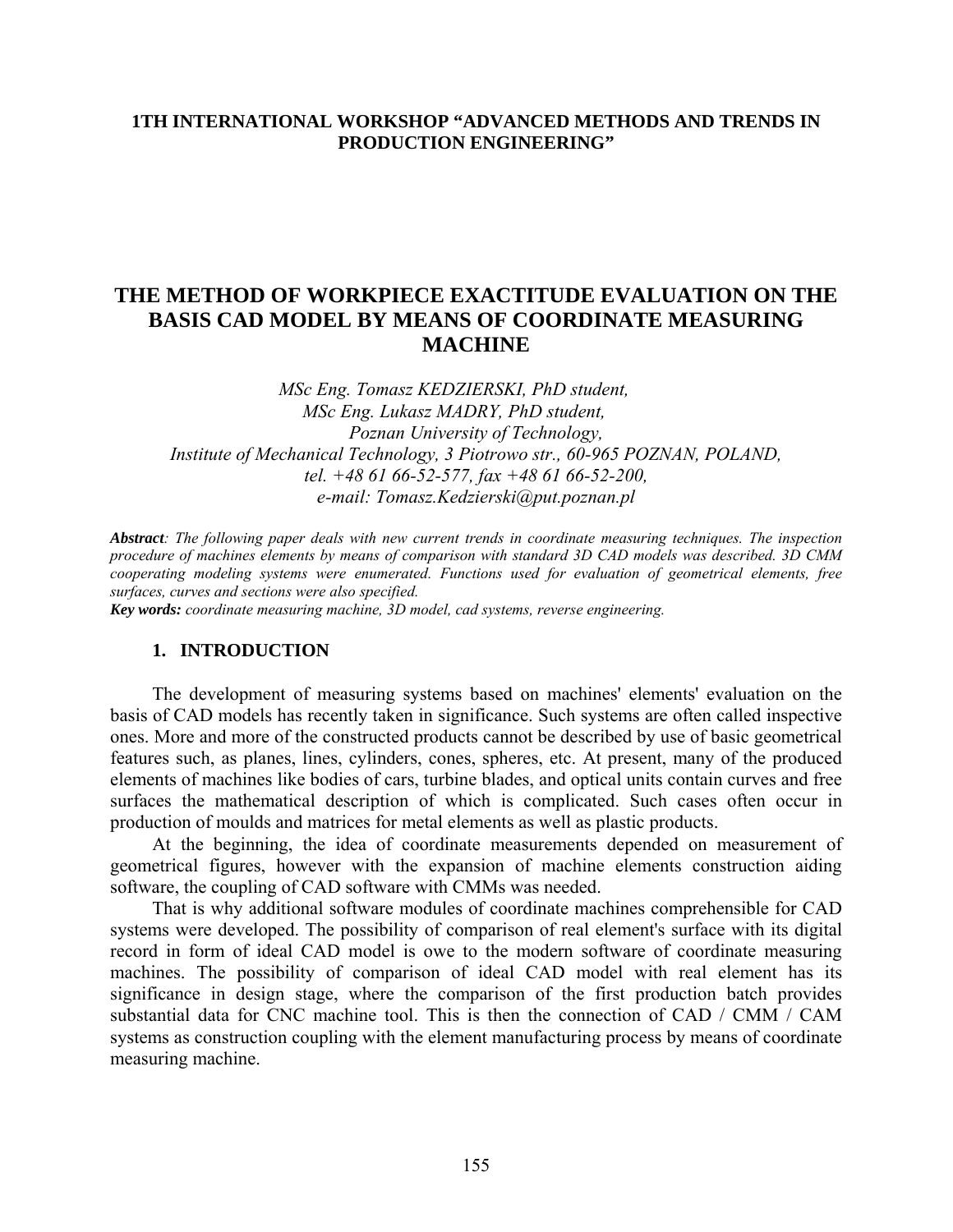**1TH INTERNATIONAL WORKSHOP "ADVANCED METHODS AND TRENDS IN PRODUCTION ENGINEERING"**

# THE METHOD OF WORKPIECE EXACTITUDE EVALUATION ON THE BASIS CAD MODEL BY MEANS OF COORDINATE MEASURING MACHINE

*MSc Eng. Tomasz KEDZIERSKI, PhD student,*
*MSc Eng. Lukasz MADRY, PhD student,*
*Poznan University of Technology,*
*Institute of Mechanical Technology, 3 Piotrowo str., 60-965 POZNAN, POLAND,*
*tel. +48 61 66-52-577, fax +48 61 66-52-200,*
*e-mail: Tomasz.Kedzierski@put.poznan.pl*

***Abstract**: The following paper deals with new current trends in coordinate measuring techniques. The inspection procedure of machines elements by means of comparison with standard 3D CAD models was described. 3D CMM cooperating modeling systems were enumerated. Functions used for evaluation of geometrical elements, free surfaces, curves and sections were also specified.*

***Key words:** coordinate measuring machine, 3D model, cad systems, reverse engineering.*

## 1. INTRODUCTION

The development of measuring systems based on machines' elements' evaluation on the basis of CAD models has recently taken in significance. Such systems are often called inspective ones. More and more of the constructed products cannot be described by use of basic geometrical features such, as planes, lines, cylinders, cones, spheres, etc. At present, many of the produced elements of machines like bodies of cars, turbine blades, and optical units contain curves and free surfaces the mathematical description of which is complicated. Such cases often occur in production of moulds and matrices for metal elements as well as plastic products.

At the beginning, the idea of coordinate measurements depended on measurement of geometrical figures, however with the expansion of machine elements construction aiding software, the coupling of CAD software with CMMs was needed.

That is why additional software modules of coordinate machines comprehensible for CAD systems were developed. The possibility of comparison of real element's surface with its digital record in form of ideal CAD model is owe to the modern software of coordinate measuring machines. The possibility of comparison of ideal CAD model with real element has its significance in design stage, where the comparison of the first production batch provides substantial data for CNC machine tool. This is then the connection of CAD / CMM / CAM systems as construction coupling with the element manufacturing process by means of coordinate measuring machine.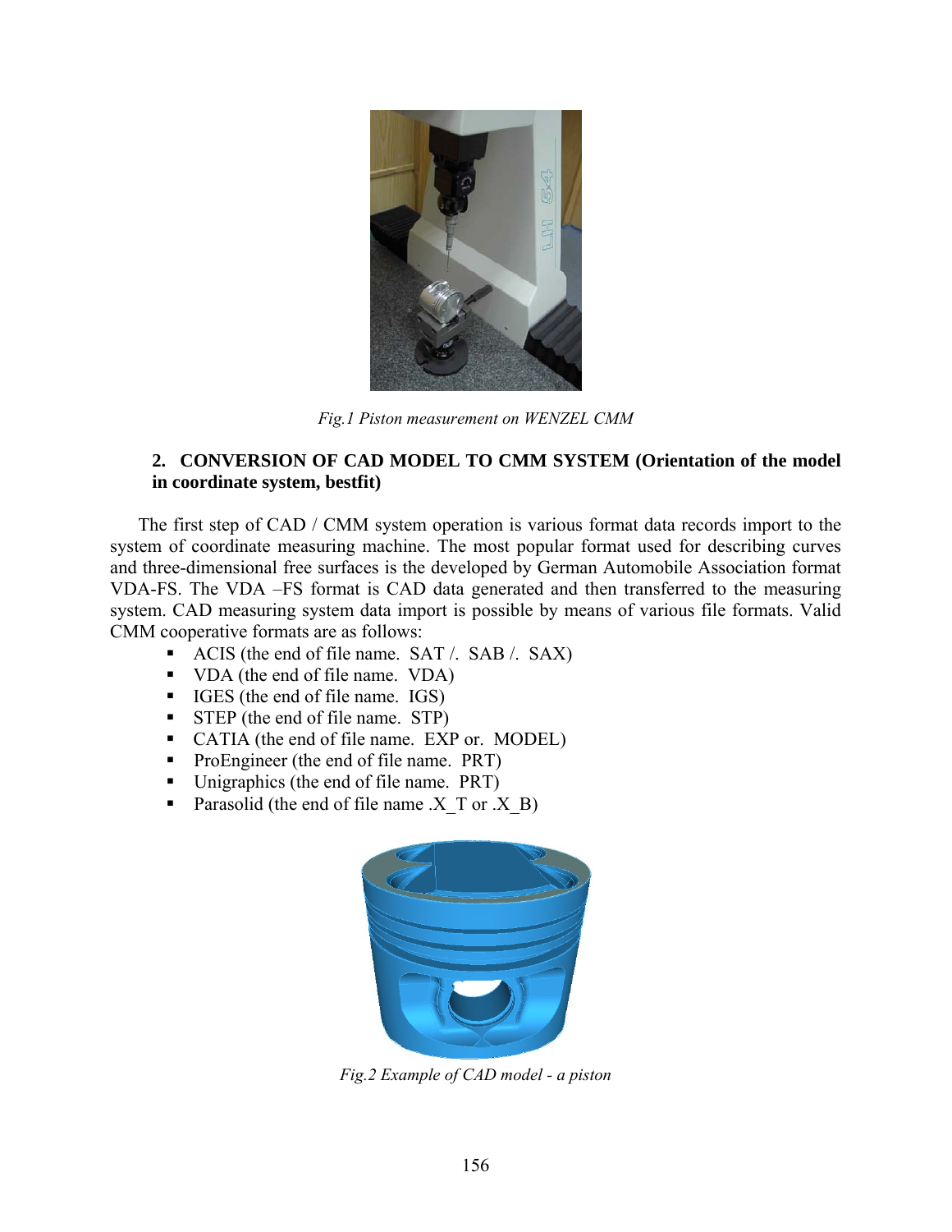*Fig.1 Piston measurement on WENZEL CMM*

## 2. CONVERSION OF CAD MODEL TO CMM SYSTEM (Orientation of the model in coordinate system, bestfit)

The first step of CAD / CMM system operation is various format data records import to the system of coordinate measuring machine. The most popular format used for describing curves and three-dimensional free surfaces is the developed by German Automobile Association format VDA-FS. The VDA –FS format is CAD data generated and then transferred to the measuring system. CAD measuring system data import is possible by means of various file formats. Valid CMM cooperative formats are as follows:

- ACIS (the end of file name. SAT /. SAB /. SAX)
- VDA (the end of file name. VDA)
- IGES (the end of file name. IGS)
- STEP (the end of file name. STP)
- CATIA (the end of file name. EXP or. MODEL)
- ProEngineer (the end of file name. PRT)
- Unigraphics (the end of file name. PRT)
- Parasolid (the end of file name .X_T or .X_B)

*Fig.2 Example of CAD model - a piston*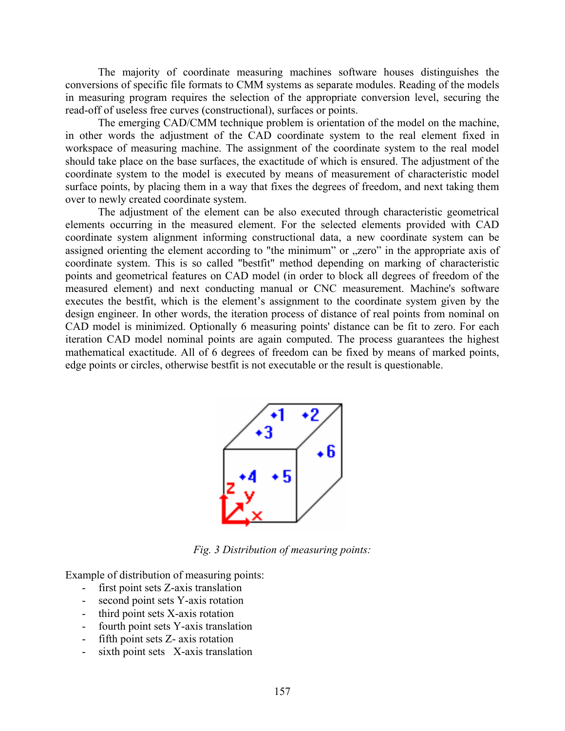The majority of coordinate measuring machines software houses distinguishes the conversions of specific file formats to CMM systems as separate modules. Reading of the models in measuring program requires the selection of the appropriate conversion level, securing the read-off of useless free curves (constructional), surfaces or points.

The emerging CAD/CMM technique problem is orientation of the model on the machine, in other words the adjustment of the CAD coordinate system to the real element fixed in workspace of measuring machine. The assignment of the coordinate system to the real model should take place on the base surfaces, the exactitude of which is ensured. The adjustment of the coordinate system to the model is executed by means of measurement of characteristic model surface points, by placing them in a way that fixes the degrees of freedom, and next taking them over to newly created coordinate system.

The adjustment of the element can be also executed through characteristic geometrical elements occurring in the measured element. For the selected elements provided with CAD coordinate system alignment informing constructional data, a new coordinate system can be assigned orienting the element according to "the minimum" or „zero" in the appropriate axis of coordinate system. This is so called "bestfit" method depending on marking of characteristic points and geometrical features on CAD model (in order to block all degrees of freedom of the measured element) and next conducting manual or CNC measurement. Machine's software executes the bestfit, which is the element's assignment to the coordinate system given by the design engineer. In other words, the iteration process of distance of real points from nominal on CAD model is minimized. Optionally 6 measuring points' distance can be fit to zero. For each iteration CAD model nominal points are again computed. The process guarantees the highest mathematical exactitude. All of 6 degrees of freedom can be fixed by means of marked points, edge points or circles, otherwise bestfit is not executable or the result is questionable.

*Fig. 3 Distribution of measuring points:*

Example of distribution of measuring points:

- first point sets Z-axis translation
- second point sets Y-axis rotation
- third point sets X-axis rotation
- fourth point sets Y-axis translation
- fifth point sets Z- axis rotation
- sixth point sets X-axis translation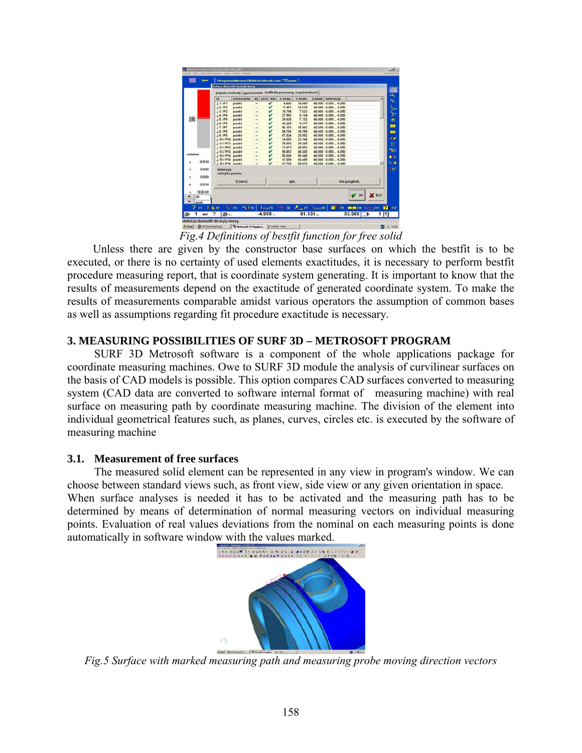*Fig.4 Definitions of bestfit function for free solid*

Unless there are given by the constructor base surfaces on which the bestfit is to be executed, or there is no certainty of used elements exactitudes, it is necessary to perform bestfit procedure measuring report, that is coordinate system generating. It is important to know that the results of measurements depend on the exactitude of generated coordinate system. To make the results of measurements comparable amidst various operators the assumption of common bases as well as assumptions regarding fit procedure exactitude is necessary.

## 3. MEASURING POSSIBILITIES OF SURF 3D – METROSOFT PROGRAM

SURF 3D Metrosoft software is a component of the whole applications package for coordinate measuring machines. Owe to SURF 3D module the analysis of curvilinear surfaces on the basis of CAD models is possible. This option compares CAD surfaces converted to measuring system (CAD data are converted to software internal format of measuring machine) with real surface on measuring path by coordinate measuring machine. The division of the element into individual geometrical features such, as planes, curves, circles etc. is executed by the software of measuring machine

### 3.1. Measurement of free surfaces

The measured solid element can be represented in any view in program's window. We can choose between standard views such, as front view, side view or any given orientation in space. When surface analyses is needed it has to be activated and the measuring path has to be determined by means of determination of normal measuring vectors on individual measuring points. Evaluation of real values deviations from the nominal on each measuring points is done automatically in software window with the values marked.

*Fig.5 Surface with marked measuring path and measuring probe moving direction vectors*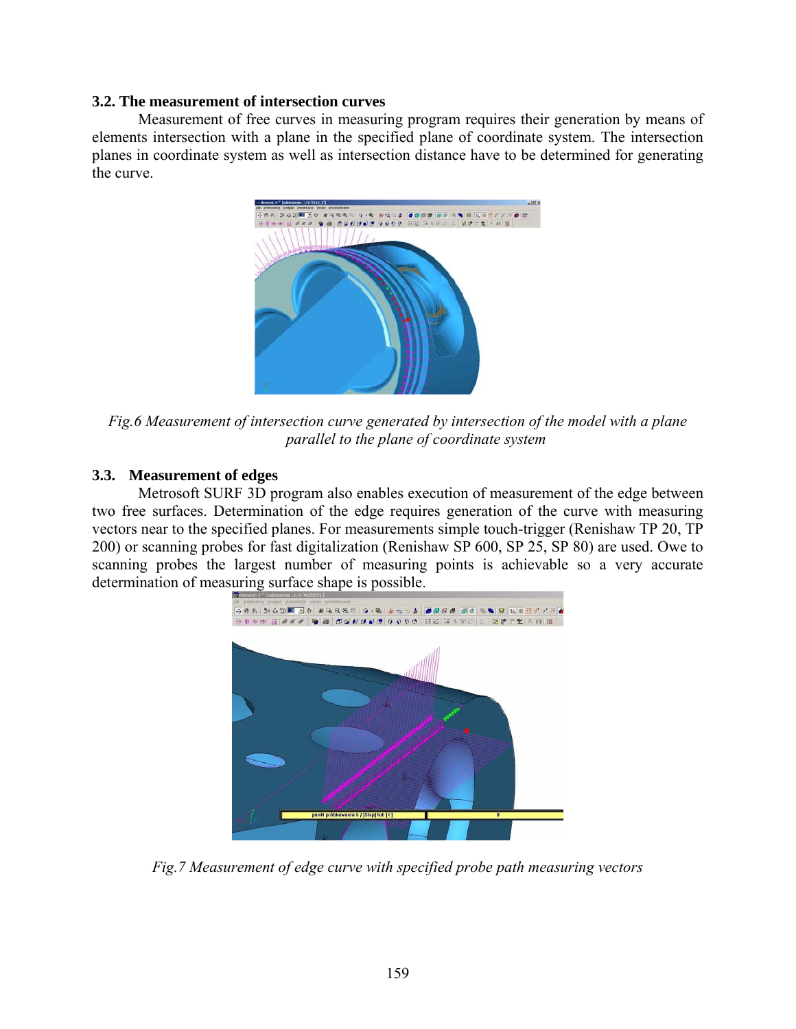### 3.2. The measurement of intersection curves

Measurement of free curves in measuring program requires their generation by means of elements intersection with a plane in the specified plane of coordinate system. The intersection planes in coordinate system as well as intersection distance have to be determined for generating the curve.

*Fig.6 Measurement of intersection curve generated by intersection of the model with a plane parallel to the plane of coordinate system*

### 3.3. Measurement of edges

Metrosoft SURF 3D program also enables execution of measurement of the edge between two free surfaces. Determination of the edge requires generation of the curve with measuring vectors near to the specified planes. For measurements simple touch-trigger (Renishaw TP 20, TP 200) or scanning probes for fast digitalization (Renishaw SP 600, SP 25, SP 80) are used. Owe to scanning probes the largest number of measuring points is achievable so a very accurate determination of measuring surface shape is possible.

*Fig.7 Measurement of edge curve with specified probe path measuring vectors*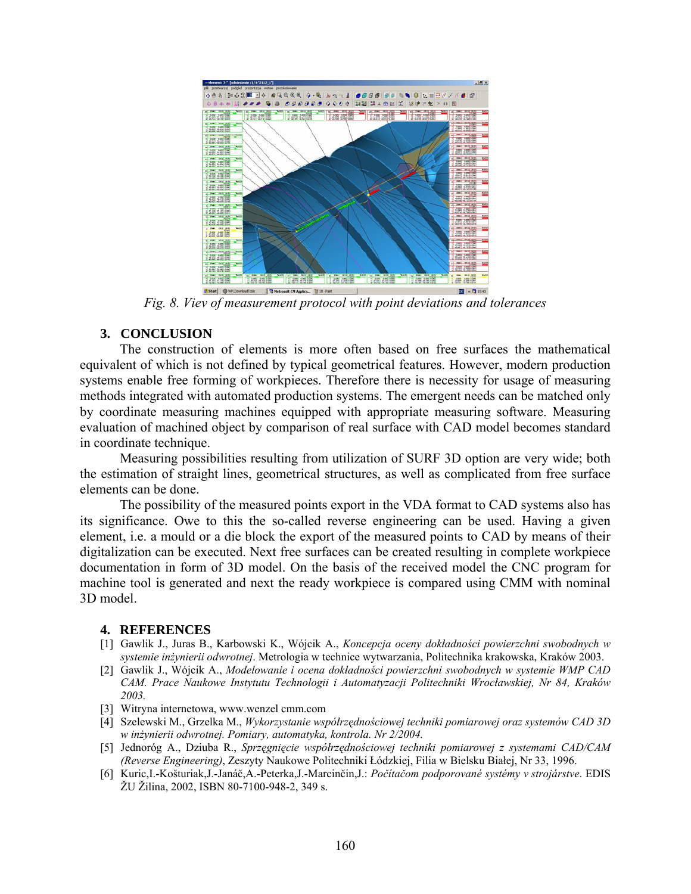*Fig. 8. Viev of measurement protocol with point deviations and tolerances*

## 3. CONCLUSION

The construction of elements is more often based on free surfaces the mathematical equivalent of which is not defined by typical geometrical features. However, modern production systems enable free forming of workpieces. Therefore there is necessity for usage of measuring methods integrated with automated production systems. The emergent needs can be matched only by coordinate measuring machines equipped with appropriate measuring software. Measuring evaluation of machined object by comparison of real surface with CAD model becomes standard in coordinate technique.

Measuring possibilities resulting from utilization of SURF 3D option are very wide; both the estimation of straight lines, geometrical structures, as well as complicated from free surface elements can be done.

The possibility of the measured points export in the VDA format to CAD systems also has its significance. Owe to this the so-called reverse engineering can be used. Having a given element, i.e. a mould or a die block the export of the measured points to CAD by means of their digitalization can be executed. Next free surfaces can be created resulting in complete workpiece documentation in form of 3D model. On the basis of the received model the CNC program for machine tool is generated and next the ready workpiece is compared using CMM with nominal 3D model.

## 4. REFERENCES

[1] Gawlik J., Juras B., Karbowski K., Wójcik A., *Koncepcja oceny dokładności powierzchni swobodnych w systemie inżynierii odwrotnej*. Metrologia w technice wytwarzania, Politechnika krakowska, Kraków 2003.

[2] Gawlik J., Wójcik A., *Modelowanie i ocena dokładności powierzchni swobodnych w systemie WMP CAD CAM. Prace Naukowe Instytutu Technologii i Automatyzacji Politechniki Wrocławskiej, Nr 84, Kraków 2003.*

[3] Witryna internetowa, www.wenzel cmm.com

[4] Szelewski M., Grzelka M., *Wykorzystanie współrzędnościowej techniki pomiarowej oraz systemów CAD 3D w inżynierii odwrotnej. Pomiary, automatyka, kontrola. Nr 2/2004.*

[5] Jednoróg A., Dziuba R., *Sprzęgnięcie współrzędnościowej techniki pomiarowej z systemami CAD/CAM (Reverse Engineering)*, Zeszyty Naukowe Politechniki Łódzkiej, Filia w Bielsku Białej, Nr 33, 1996.

[6] Kuric,I.-Košturiak,J.-Janáč,A.-Peterka,J.-Marcinčin,J.: *Počítačom podporované systémy v strojárstve*. EDIS ŽU Žilina, 2002, ISBN 80-7100-948-2, 349 s.